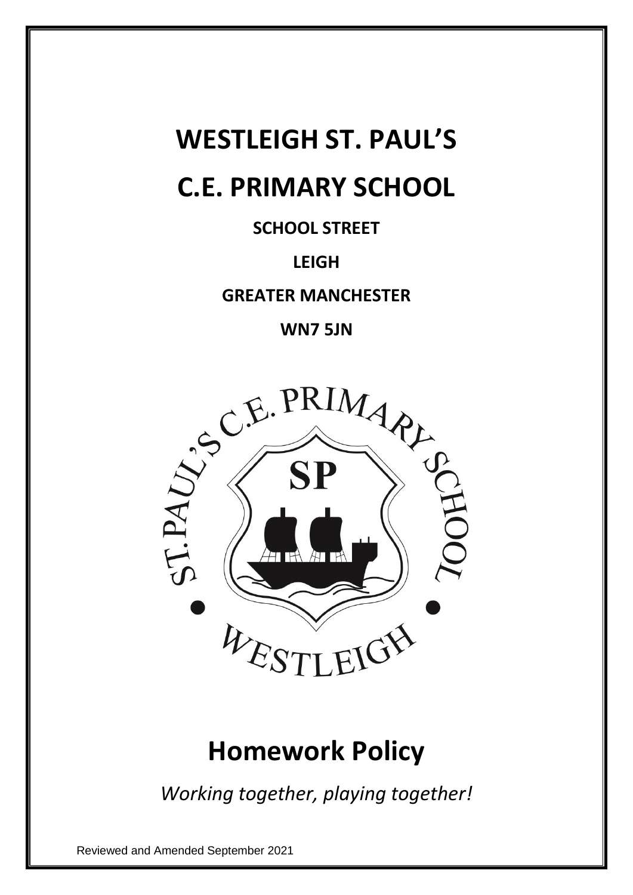# WESTLEIGH ST. PAUL'S

# C.E. PRIMARY SCHOOL

**SCHOOL STREET**

**LEIGH**

**GREATER MANCHESTER**

**WN7 5JN**

# Homework Policy

*Working together, playing together!*

Reviewed and Amended September 2021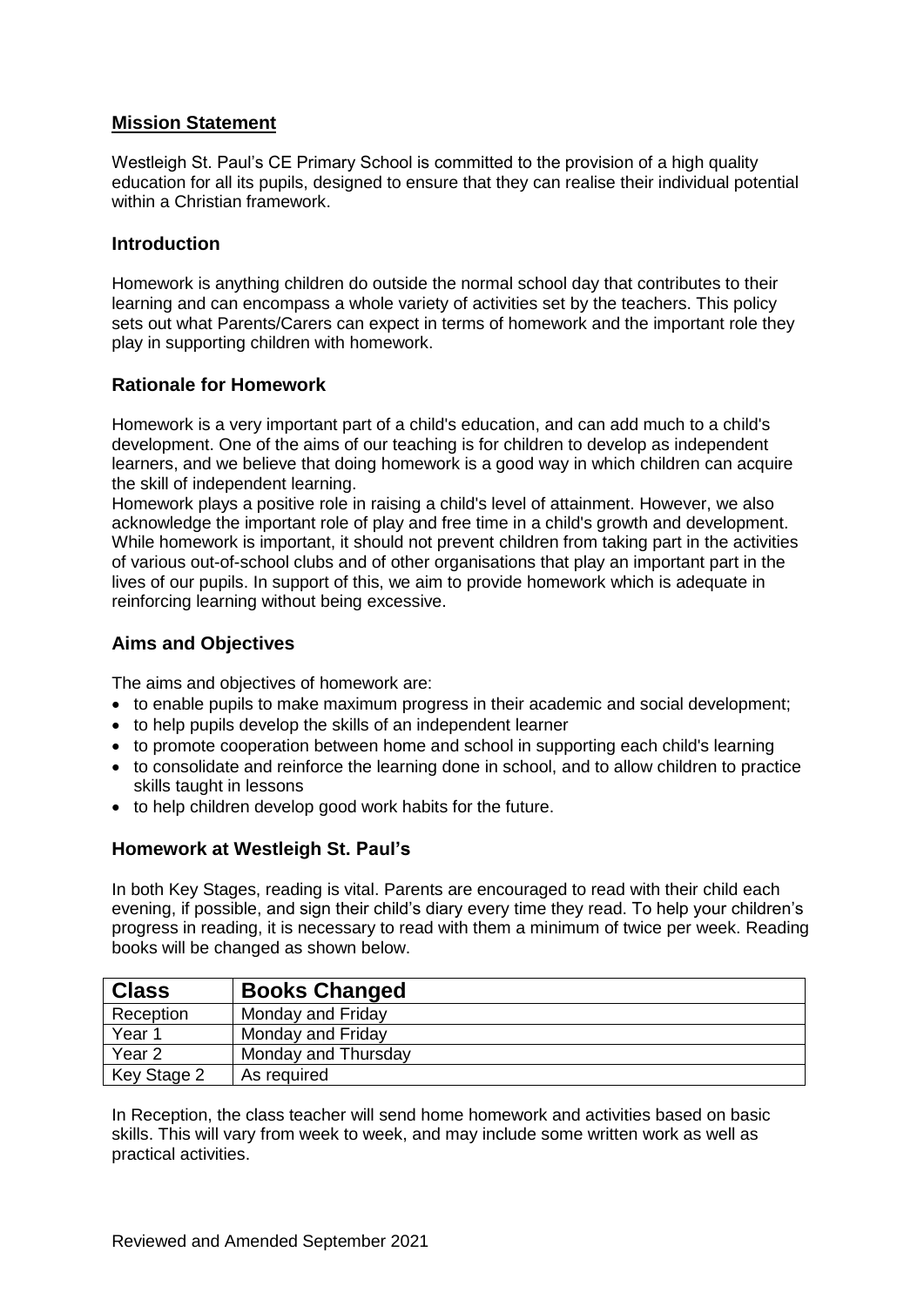## Mission Statement

Westleigh St. Paul's CE Primary School is committed to the provision of a high quality education for all its pupils, designed to ensure that they can realise their individual potential within a Christian framework.

### Introduction

Homework is anything children do outside the normal school day that contributes to their learning and can encompass a whole variety of activities set by the teachers. This policy sets out what Parents/Carers can expect in terms of homework and the important role they play in supporting children with homework.

### Rationale for Homework

Homework is a very important part of a child's education, and can add much to a child's development. One of the aims of our teaching is for children to develop as independent learners, and we believe that doing homework is a good way in which children can acquire the skill of independent learning.
Homework plays a positive role in raising a child's level of attainment. However, we also acknowledge the important role of play and free time in a child's growth and development. While homework is important, it should not prevent children from taking part in the activities of various out-of-school clubs and of other organisations that play an important part in the lives of our pupils. In support of this, we aim to provide homework which is adequate in reinforcing learning without being excessive.

### Aims and Objectives

The aims and objectives of homework are:

- to enable pupils to make maximum progress in their academic and social development;
- to help pupils develop the skills of an independent learner
- to promote cooperation between home and school in supporting each child's learning
- to consolidate and reinforce the learning done in school, and to allow children to practice skills taught in lessons
- to help children develop good work habits for the future.

### Homework at Westleigh St. Paul's

In both Key Stages, reading is vital. Parents are encouraged to read with their child each evening, if possible, and sign their child's diary every time they read. To help your children's progress in reading, it is necessary to read with them a minimum of twice per week. Reading books will be changed as shown below.

| Class | Books Changed |
|---|---|
| Reception | Monday and Friday |
| Year 1 | Monday and Friday |
| Year 2 | Monday and Thursday |
| Key Stage 2 | As required |

In Reception, the class teacher will send home homework and activities based on basic skills. This will vary from week to week, and may include some written work as well as practical activities.

Reviewed and Amended September 2021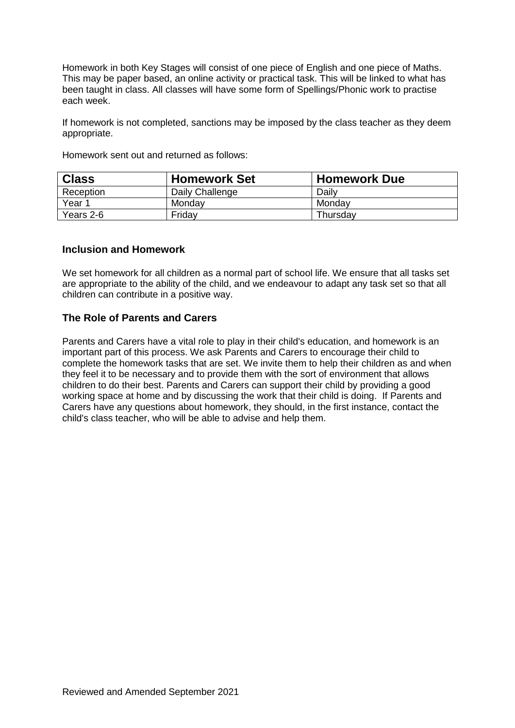Homework in both Key Stages will consist of one piece of English and one piece of Maths. This may be paper based, an online activity or practical task. This will be linked to what has been taught in class. All classes will have some form of Spellings/Phonic work to practise each week.

If homework is not completed, sanctions may be imposed by the class teacher as they deem appropriate.

Homework sent out and returned as follows:

| Class | Homework Set | Homework Due |
|---|---|---|
| Reception | Daily Challenge | Daily |
| Year 1 | Monday | Monday |
| Years 2-6 | Friday | Thursday |

### Inclusion and Homework

We set homework for all children as a normal part of school life. We ensure that all tasks set are appropriate to the ability of the child, and we endeavour to adapt any task set so that all children can contribute in a positive way.

### The Role of Parents and Carers

Parents and Carers have a vital role to play in their child's education, and homework is an important part of this process. We ask Parents and Carers to encourage their child to complete the homework tasks that are set. We invite them to help their children as and when they feel it to be necessary and to provide them with the sort of environment that allows children to do their best. Parents and Carers can support their child by providing a good working space at home and by discussing the work that their child is doing. If Parents and Carers have any questions about homework, they should, in the first instance, contact the child's class teacher, who will be able to advise and help them.

Reviewed and Amended September 2021